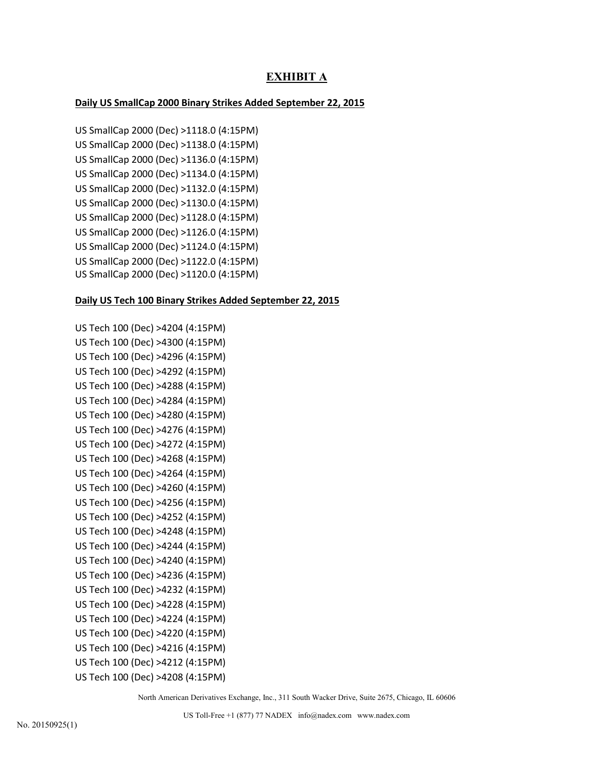## EXHIBIT A

**Daily US SmallCap 2000 Binary Strikes Added September 22, 2015**

US SmallCap 2000 (Dec) >1118.0 (4:15PM)
US SmallCap 2000 (Dec) >1138.0 (4:15PM)
US SmallCap 2000 (Dec) >1136.0 (4:15PM)
US SmallCap 2000 (Dec) >1134.0 (4:15PM)
US SmallCap 2000 (Dec) >1132.0 (4:15PM)
US SmallCap 2000 (Dec) >1130.0 (4:15PM)
US SmallCap 2000 (Dec) >1128.0 (4:15PM)
US SmallCap 2000 (Dec) >1126.0 (4:15PM)
US SmallCap 2000 (Dec) >1124.0 (4:15PM)
US SmallCap 2000 (Dec) >1122.0 (4:15PM)
US SmallCap 2000 (Dec) >1120.0 (4:15PM)

**Daily US Tech 100 Binary Strikes Added September 22, 2015**

US Tech 100 (Dec) >4204 (4:15PM)
US Tech 100 (Dec) >4300 (4:15PM)
US Tech 100 (Dec) >4296 (4:15PM)
US Tech 100 (Dec) >4292 (4:15PM)
US Tech 100 (Dec) >4288 (4:15PM)
US Tech 100 (Dec) >4284 (4:15PM)
US Tech 100 (Dec) >4280 (4:15PM)
US Tech 100 (Dec) >4276 (4:15PM)
US Tech 100 (Dec) >4272 (4:15PM)
US Tech 100 (Dec) >4268 (4:15PM)
US Tech 100 (Dec) >4264 (4:15PM)
US Tech 100 (Dec) >4260 (4:15PM)
US Tech 100 (Dec) >4256 (4:15PM)
US Tech 100 (Dec) >4252 (4:15PM)
US Tech 100 (Dec) >4248 (4:15PM)
US Tech 100 (Dec) >4244 (4:15PM)
US Tech 100 (Dec) >4240 (4:15PM)
US Tech 100 (Dec) >4236 (4:15PM)
US Tech 100 (Dec) >4232 (4:15PM)
US Tech 100 (Dec) >4228 (4:15PM)
US Tech 100 (Dec) >4224 (4:15PM)
US Tech 100 (Dec) >4220 (4:15PM)
US Tech 100 (Dec) >4216 (4:15PM)
US Tech 100 (Dec) >4212 (4:15PM)
US Tech 100 (Dec) >4208 (4:15PM)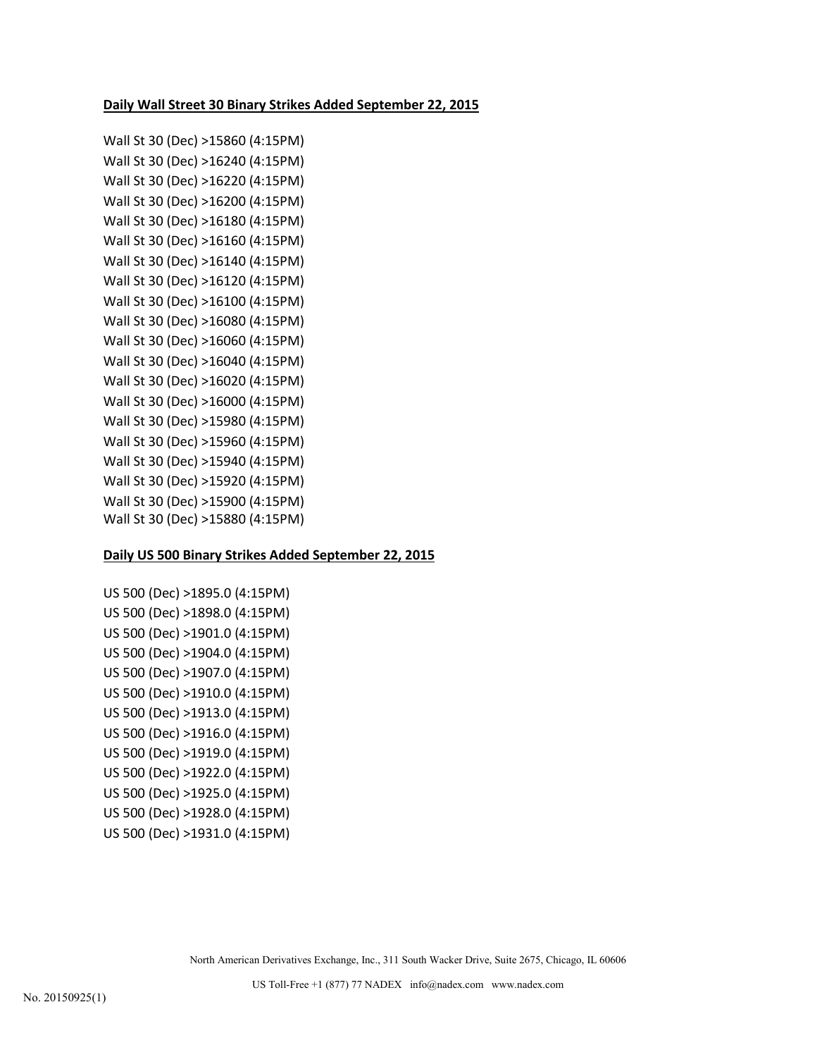**Daily Wall Street 30 Binary Strikes Added September 22, 2015**

Wall St 30 (Dec) >15860 (4:15PM)
Wall St 30 (Dec) >16240 (4:15PM)
Wall St 30 (Dec) >16220 (4:15PM)
Wall St 30 (Dec) >16200 (4:15PM)
Wall St 30 (Dec) >16180 (4:15PM)
Wall St 30 (Dec) >16160 (4:15PM)
Wall St 30 (Dec) >16140 (4:15PM)
Wall St 30 (Dec) >16120 (4:15PM)
Wall St 30 (Dec) >16100 (4:15PM)
Wall St 30 (Dec) >16080 (4:15PM)
Wall St 30 (Dec) >16060 (4:15PM)
Wall St 30 (Dec) >16040 (4:15PM)
Wall St 30 (Dec) >16020 (4:15PM)
Wall St 30 (Dec) >16000 (4:15PM)
Wall St 30 (Dec) >15980 (4:15PM)
Wall St 30 (Dec) >15960 (4:15PM)
Wall St 30 (Dec) >15940 (4:15PM)
Wall St 30 (Dec) >15920 (4:15PM)
Wall St 30 (Dec) >15900 (4:15PM)
Wall St 30 (Dec) >15880 (4:15PM)

**Daily US 500 Binary Strikes Added September 22, 2015**

US 500 (Dec) >1895.0 (4:15PM)
US 500 (Dec) >1898.0 (4:15PM)
US 500 (Dec) >1901.0 (4:15PM)
US 500 (Dec) >1904.0 (4:15PM)
US 500 (Dec) >1907.0 (4:15PM)
US 500 (Dec) >1910.0 (4:15PM)
US 500 (Dec) >1913.0 (4:15PM)
US 500 (Dec) >1916.0 (4:15PM)
US 500 (Dec) >1919.0 (4:15PM)
US 500 (Dec) >1922.0 (4:15PM)
US 500 (Dec) >1925.0 (4:15PM)
US 500 (Dec) >1928.0 (4:15PM)
US 500 (Dec) >1931.0 (4:15PM)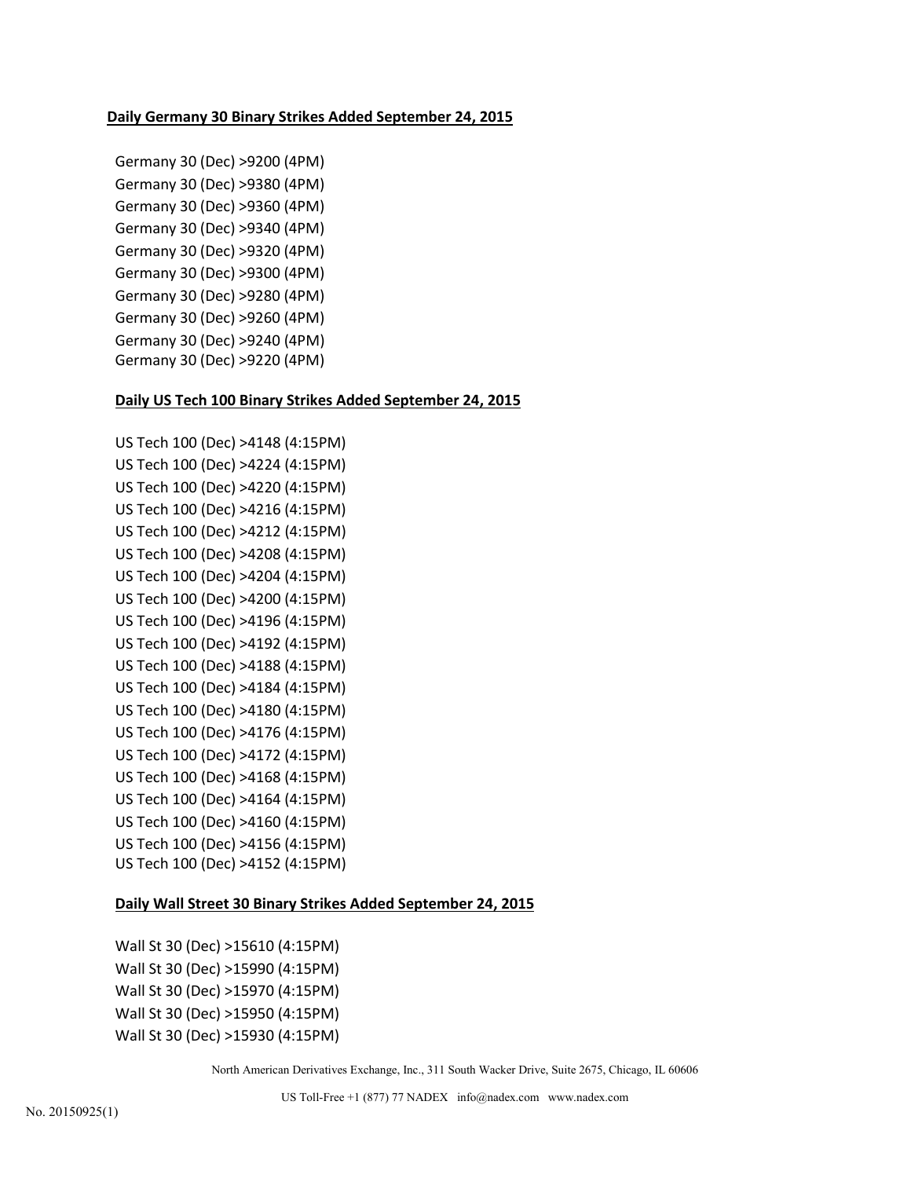**Daily Germany 30 Binary Strikes Added September 24, 2015**

Germany 30 (Dec) >9200 (4PM)
Germany 30 (Dec) >9380 (4PM)
Germany 30 (Dec) >9360 (4PM)
Germany 30 (Dec) >9340 (4PM)
Germany 30 (Dec) >9320 (4PM)
Germany 30 (Dec) >9300 (4PM)
Germany 30 (Dec) >9280 (4PM)
Germany 30 (Dec) >9260 (4PM)
Germany 30 (Dec) >9240 (4PM)
Germany 30 (Dec) >9220 (4PM)

**Daily US Tech 100 Binary Strikes Added September 24, 2015**

US Tech 100 (Dec) >4148 (4:15PM)
US Tech 100 (Dec) >4224 (4:15PM)
US Tech 100 (Dec) >4220 (4:15PM)
US Tech 100 (Dec) >4216 (4:15PM)
US Tech 100 (Dec) >4212 (4:15PM)
US Tech 100 (Dec) >4208 (4:15PM)
US Tech 100 (Dec) >4204 (4:15PM)
US Tech 100 (Dec) >4200 (4:15PM)
US Tech 100 (Dec) >4196 (4:15PM)
US Tech 100 (Dec) >4192 (4:15PM)
US Tech 100 (Dec) >4188 (4:15PM)
US Tech 100 (Dec) >4184 (4:15PM)
US Tech 100 (Dec) >4180 (4:15PM)
US Tech 100 (Dec) >4176 (4:15PM)
US Tech 100 (Dec) >4172 (4:15PM)
US Tech 100 (Dec) >4168 (4:15PM)
US Tech 100 (Dec) >4164 (4:15PM)
US Tech 100 (Dec) >4160 (4:15PM)
US Tech 100 (Dec) >4156 (4:15PM)
US Tech 100 (Dec) >4152 (4:15PM)

**Daily Wall Street 30 Binary Strikes Added September 24, 2015**

Wall St 30 (Dec) >15610 (4:15PM)
Wall St 30 (Dec) >15990 (4:15PM)
Wall St 30 (Dec) >15970 (4:15PM)
Wall St 30 (Dec) >15950 (4:15PM)
Wall St 30 (Dec) >15930 (4:15PM)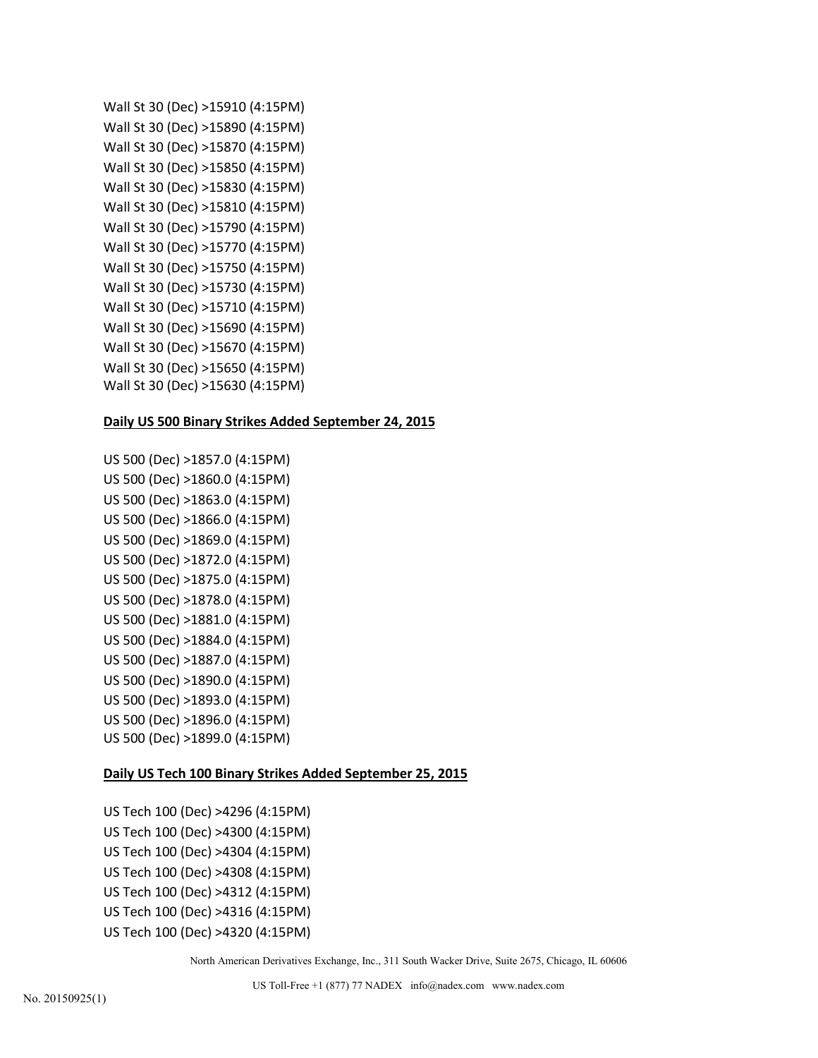Wall St 30 (Dec) >15910 (4:15PM)  
Wall St 30 (Dec) >15890 (4:15PM)  
Wall St 30 (Dec) >15870 (4:15PM)  
Wall St 30 (Dec) >15850 (4:15PM)  
Wall St 30 (Dec) >15830 (4:15PM)  
Wall St 30 (Dec) >15810 (4:15PM)  
Wall St 30 (Dec) >15790 (4:15PM)  
Wall St 30 (Dec) >15770 (4:15PM)  
Wall St 30 (Dec) >15750 (4:15PM)  
Wall St 30 (Dec) >15730 (4:15PM)  
Wall St 30 (Dec) >15710 (4:15PM)  
Wall St 30 (Dec) >15690 (4:15PM)  
Wall St 30 (Dec) >15670 (4:15PM)  
Wall St 30 (Dec) >15650 (4:15PM)  
Wall St 30 (Dec) >15630 (4:15PM)

**Daily US 500 Binary Strikes Added September 24, 2015**

US 500 (Dec) >1857.0 (4:15PM)  
US 500 (Dec) >1860.0 (4:15PM)  
US 500 (Dec) >1863.0 (4:15PM)  
US 500 (Dec) >1866.0 (4:15PM)  
US 500 (Dec) >1869.0 (4:15PM)  
US 500 (Dec) >1872.0 (4:15PM)  
US 500 (Dec) >1875.0 (4:15PM)  
US 500 (Dec) >1878.0 (4:15PM)  
US 500 (Dec) >1881.0 (4:15PM)  
US 500 (Dec) >1884.0 (4:15PM)  
US 500 (Dec) >1887.0 (4:15PM)  
US 500 (Dec) >1890.0 (4:15PM)  
US 500 (Dec) >1893.0 (4:15PM)  
US 500 (Dec) >1896.0 (4:15PM)  
US 500 (Dec) >1899.0 (4:15PM)

**Daily US Tech 100 Binary Strikes Added September 25, 2015**

US Tech 100 (Dec) >4296 (4:15PM)  
US Tech 100 (Dec) >4300 (4:15PM)  
US Tech 100 (Dec) >4304 (4:15PM)  
US Tech 100 (Dec) >4308 (4:15PM)  
US Tech 100 (Dec) >4312 (4:15PM)  
US Tech 100 (Dec) >4316 (4:15PM)  
US Tech 100 (Dec) >4320 (4:15PM)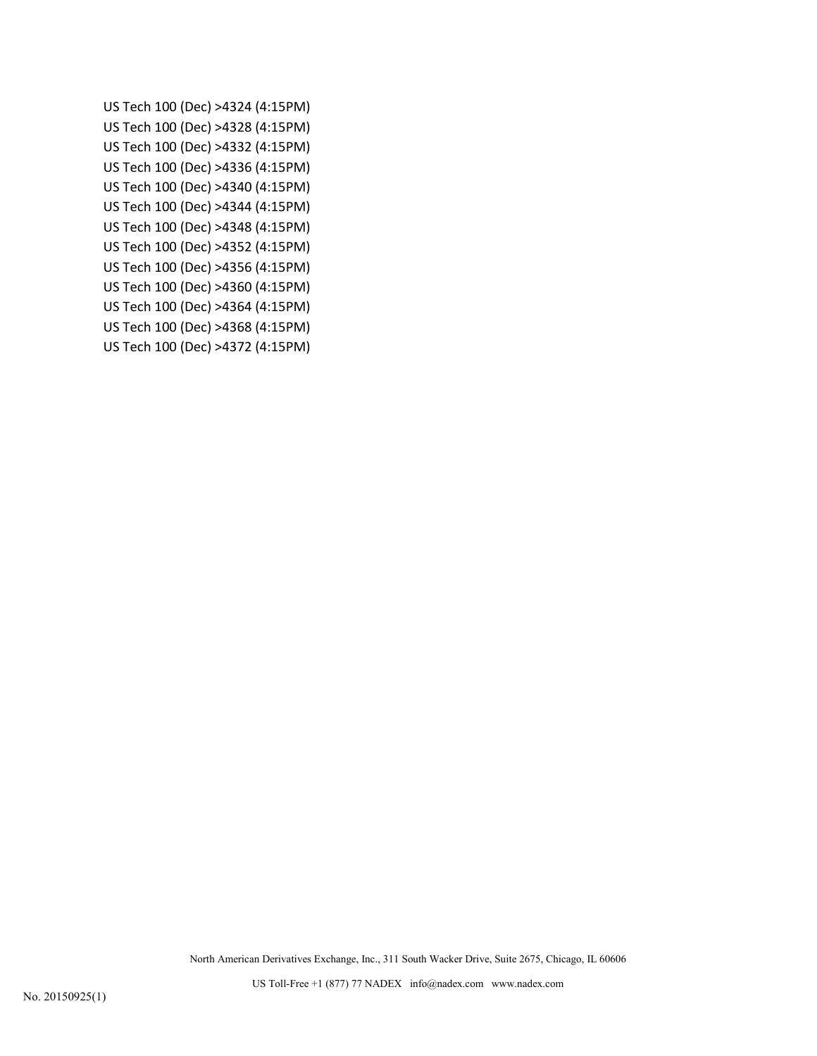US Tech 100 (Dec) >4324 (4:15PM)
US Tech 100 (Dec) >4328 (4:15PM)
US Tech 100 (Dec) >4332 (4:15PM)
US Tech 100 (Dec) >4336 (4:15PM)
US Tech 100 (Dec) >4340 (4:15PM)
US Tech 100 (Dec) >4344 (4:15PM)
US Tech 100 (Dec) >4348 (4:15PM)
US Tech 100 (Dec) >4352 (4:15PM)
US Tech 100 (Dec) >4356 (4:15PM)
US Tech 100 (Dec) >4360 (4:15PM)
US Tech 100 (Dec) >4364 (4:15PM)
US Tech 100 (Dec) >4368 (4:15PM)
US Tech 100 (Dec) >4372 (4:15PM)